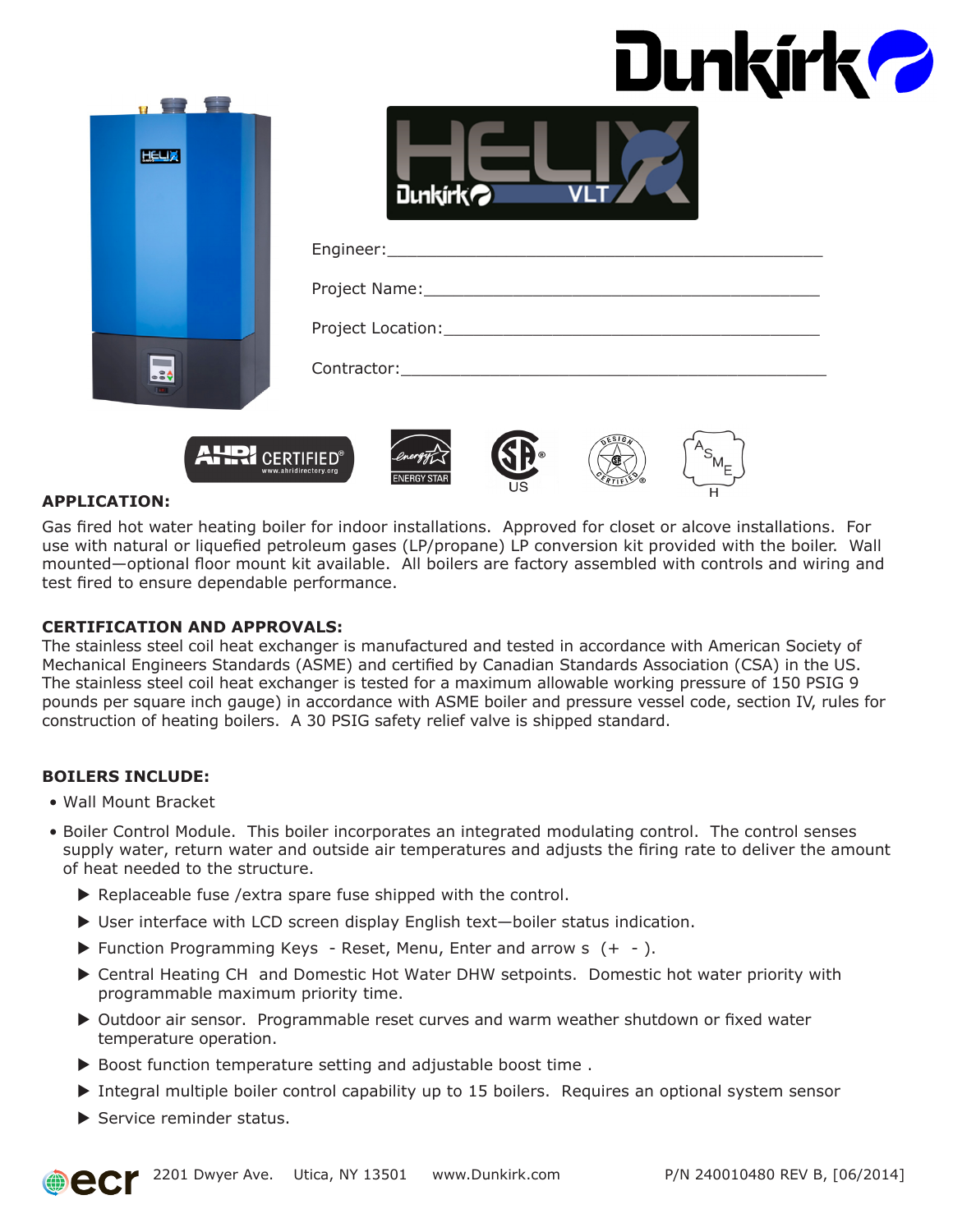# Dunkirk

## HELIX VLT

Engineer:_______________________________________________

Project Name:___________________________________________

Project Location:_________________________________________

Contractor:______________________________________________

### APPLICATION:

Gas fired hot water heating boiler for indoor installations. Approved for closet or alcove installations. For use with natural or liquefied petroleum gases (LP/propane) LP conversion kit provided with the boiler. Wall mounted—optional floor mount kit available. All boilers are factory assembled with controls and wiring and test fired to ensure dependable performance.

### CERTIFICATION AND APPROVALS:

The stainless steel coil heat exchanger is manufactured and tested in accordance with American Society of Mechanical Engineers Standards (ASME) and certified by Canadian Standards Association (CSA) in the US. The stainless steel coil heat exchanger is tested for a maximum allowable working pressure of 150 PSIG 9 pounds per square inch gauge) in accordance with ASME boiler and pressure vessel code, section IV, rules for construction of heating boilers. A 30 PSIG safety relief valve is shipped standard.

### BOILERS INCLUDE:

- Wall Mount Bracket
- Boiler Control Module. This boiler incorporates an integrated modulating control. The control senses supply water, return water and outside air temperatures and adjusts the firing rate to deliver the amount of heat needed to the structure.
  - Replaceable fuse /extra spare fuse shipped with the control.
  - User interface with LCD screen display English text—boiler status indication.
  - Function Programming Keys - Reset, Menu, Enter and arrow s (+ - ).
  - Central Heating CH and Domestic Hot Water DHW setpoints. Domestic hot water priority with programmable maximum priority time.
  - Outdoor air sensor. Programmable reset curves and warm weather shutdown or fixed water temperature operation.
  - Boost function temperature setting and adjustable boost time .
  - Integral multiple boiler control capability up to 15 boilers. Requires an optional system sensor
  - Service reminder status.

ecr 2201 Dwyer Ave. Utica, NY 13501 www.Dunkirk.com P/N 240010480 REV B, [06/2014]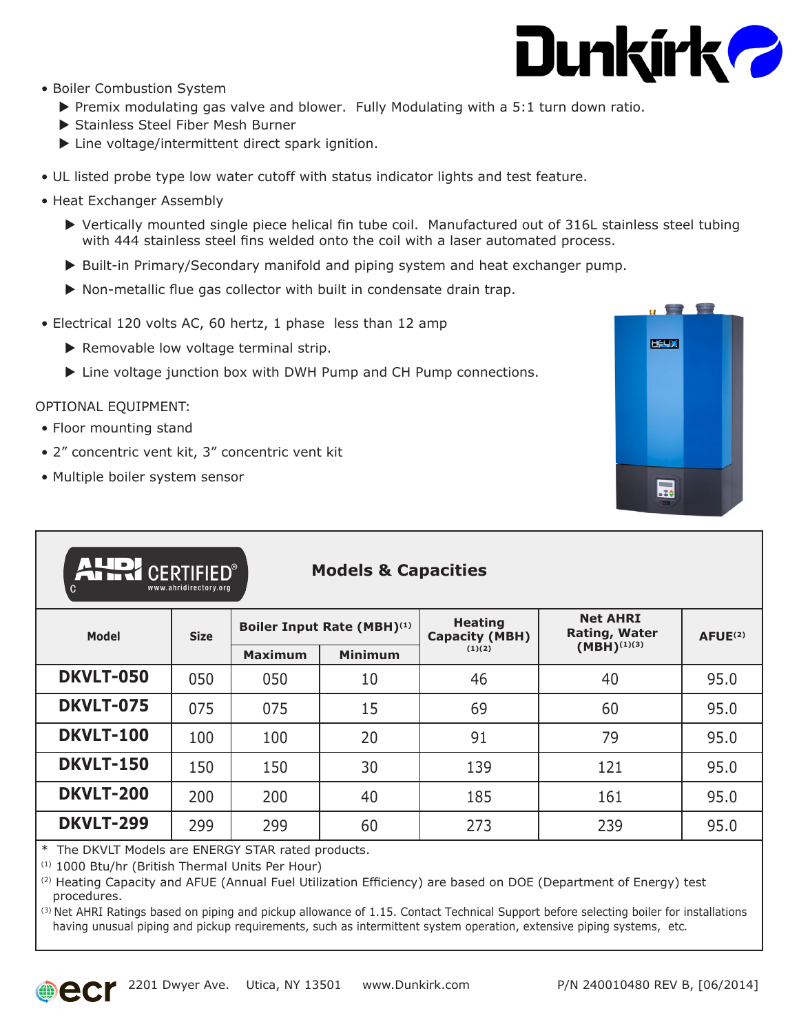- Boiler Combustion System
  - ▶ Premix modulating gas valve and blower. Fully Modulating with a 5:1 turn down ratio.
  - ▶ Stainless Steel Fiber Mesh Burner
  - ▶ Line voltage/intermittent direct spark ignition.
- UL listed probe type low water cutoff with status indicator lights and test feature.
- Heat Exchanger Assembly
  - ▶ Vertically mounted single piece helical fin tube coil. Manufactured out of 316L stainless steel tubing with 444 stainless steel fins welded onto the coil with a laser automated process.
  - ▶ Built-in Primary/Secondary manifold and piping system and heat exchanger pump.
  - ▶ Non-metallic flue gas collector with built in condensate drain trap.
- Electrical 120 volts AC, 60 hertz, 1 phase less than 12 amp
  - ▶ Removable low voltage terminal strip.
  - ▶ Line voltage junction box with DWH Pump and CH Pump connections.

OPTIONAL EQUIPMENT:

- Floor mounting stand
- 2" concentric vent kit, 3" concentric vent kit
- Multiple boiler system sensor

AHRI CERTIFIED® www.ahridirectory.org

## Models & Capacities

| Model | Size | Boiler Input Rate (MBH)[1] | | Heating Capacity (MBH)[1][2] | Net AHRI Rating, Water (MBH)[1][3] | AFUE[2] |
|---|---|---|---|---|---|---|
| | | Maximum | Minimum | | | |
| **DKVLT-050** | 050 | 050 | 10 | 46 | 40 | 95.0 |
| **DKVLT-075** | 075 | 075 | 15 | 69 | 60 | 95.0 |
| **DKVLT-100** | 100 | 100 | 20 | 91 | 79 | 95.0 |
| **DKVLT-150** | 150 | 150 | 30 | 139 | 121 | 95.0 |
| **DKVLT-200** | 200 | 200 | 40 | 185 | 161 | 95.0 |
| **DKVLT-299** | 299 | 299 | 60 | 273 | 239 | 95.0 |

* The DKVLT Models are ENERGY STAR rated products.

[1] 1000 Btu/hr (British Thermal Units Per Hour)

[2] Heating Capacity and AFUE (Annual Fuel Utilization Efficiency) are based on DOE (Department of Energy) test procedures.

[3] Net AHRI Ratings based on piping and pickup allowance of 1.15. Contact Technical Support before selecting boiler for installations having unusual piping and pickup requirements, such as intermittent system operation, extensive piping systems, etc.

ecr 2201 Dwyer Ave. Utica, NY 13501 www.Dunkirk.com P/N 240010480 REV B, [06/2014]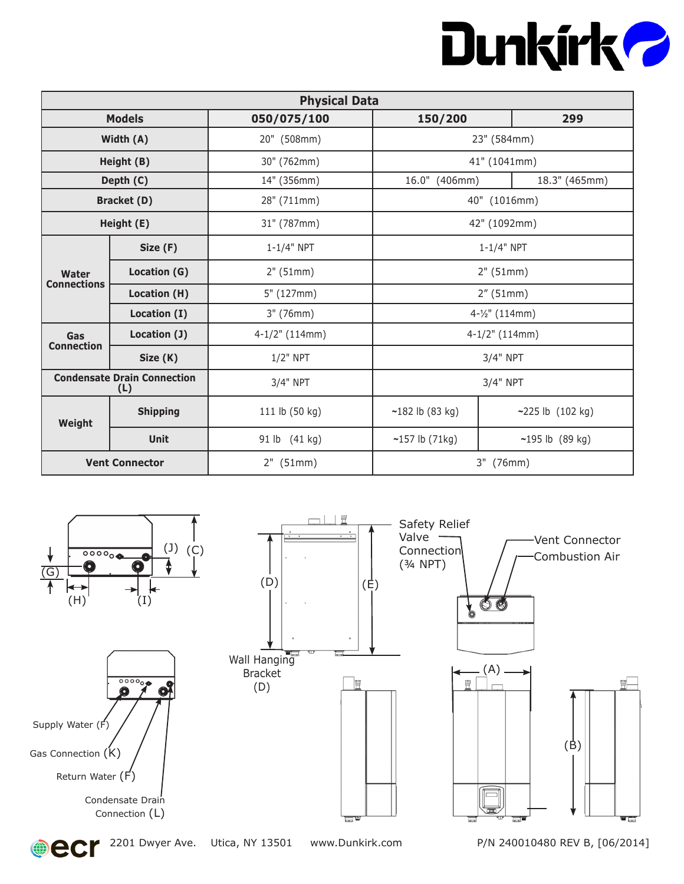| Physical Data | | | | |
|---|---|---|---|---|
| **Models** | | **050/075/100** | **150/200** | **299** |
| **Width (A)** | | 20" (508mm) | 23" (584mm) | |
| **Height (B)** | | 30" (762mm) | 41" (1041mm) | |
| **Depth (C)** | | 14" (356mm) | 16.0" (406mm) | 18.3" (465mm) |
| **Bracket (D)** | | 28" (711mm) | 40" (1016mm) | |
| **Height (E)** | | 31" (787mm) | 42" (1092mm) | |
| **Water Connections** | **Size (F)** | 1-1/4" NPT | 1-1/4" NPT | |
| | **Location (G)** | 2" (51mm) | 2" (51mm) | |
| | **Location (H)** | 5" (127mm) | 2" (51mm) | |
| | **Location (I)** | 3" (76mm) | 4-½" (114mm) | |
| **Gas Connection** | **Location (J)** | 4-1/2" (114mm) | 4-1/2" (114mm) | |
| | **Size (K)** | 1/2" NPT | 3/4" NPT | |
| **Condensate Drain Connection (L)** | | 3/4" NPT | 3/4" NPT | |
| **Weight** | **Shipping** | 111 lb (50 kg) | ~182 lb (83 kg) | ~225 lb (102 kg) |
| | **Unit** | 91 lb (41 kg) | ~157 lb (71kg) | ~195 lb (89 kg) |
| **Vent Connector** | | 2" (51mm) | 3" (76mm) | |

(G) (H) (I) (J) (C)

Supply Water (F)
Gas Connection (K)
Return Water (F)
Condensate Drain Connection (L)

(D) (E)

Wall Hanging Bracket (D)

Safety Relief Valve Connection (¾ NPT)

Vent Connector

Combustion Air

(A)

(B)

2201 Dwyer Ave. Utica, NY 13501 www.Dunkirk.com P/N 240010480 REV B, [06/2014]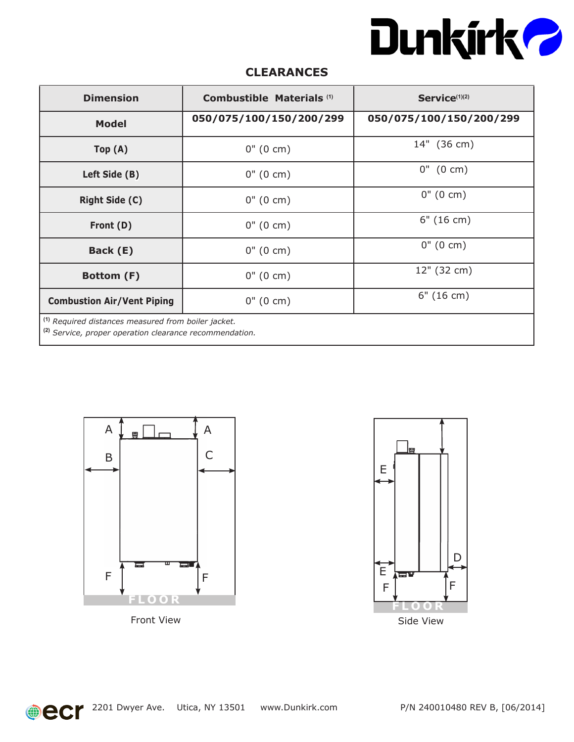## CLEARANCES

| Dimension | Combustible Materials [1] | Service[1][2] |
|---|---|---|
| **Model** | **050/075/100/150/200/299** | **050/075/100/150/200/299** |
| **Top (A)** | 0" (0 cm) | 14" (36 cm) |
| **Left Side (B)** | 0" (0 cm) | 0" (0 cm) |
| **Right Side (C)** | 0" (0 cm) | 0" (0 cm) |
| **Front (D)** | 0" (0 cm) | 6" (16 cm) |
| **Back (E)** | 0" (0 cm) | 0" (0 cm) |
| **Bottom (F)** | 0" (0 cm) | 12" (32 cm) |
| **Combustion Air/Vent Piping** | 0" (0 cm) | 6" (16 cm) |

[1] *Required distances measured from boiler jacket.*
[2] *Service, proper operation clearance recommendation.*

Front View

Side View

2201 Dwyer Ave. Utica, NY 13501 www.Dunkirk.com P/N 240010480 REV B, [06/2014]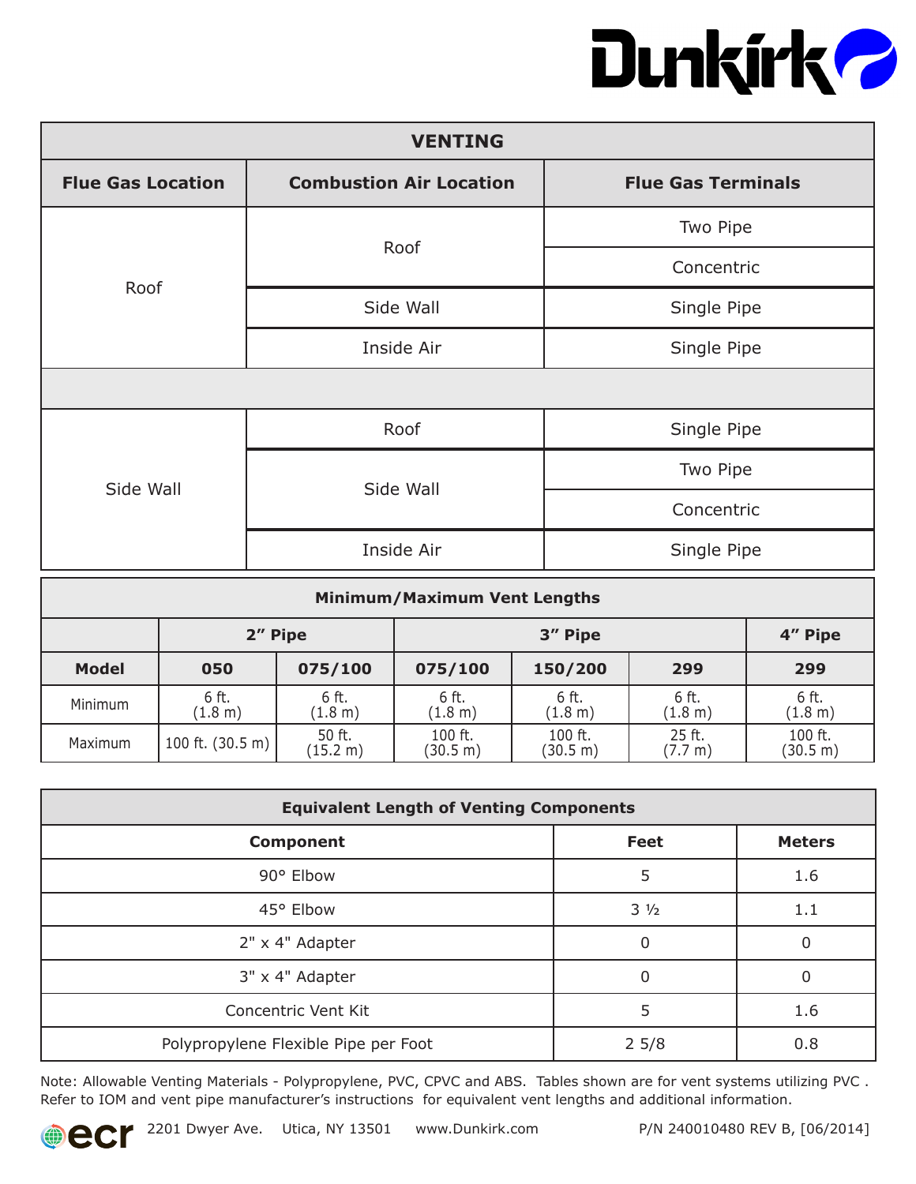Dunkirk

| VENTING | | |
|---|---|---|
| **Flue Gas Location** | **Combustion Air Location** | **Flue Gas Terminals** |
| Roof | Roof | Two Pipe |
| | | Concentric |
| | Side Wall | Single Pipe |
| | Inside Air | Single Pipe |
| | | |
| Side Wall | Roof | Single Pipe |
| | Side Wall | Two Pipe |
| | | Concentric |
| | Inside Air | Single Pipe |

| Minimum/Maximum Vent Lengths | | | | | | |
|---|---|---|---|---|---|---|
| | **2" Pipe** | | **3" Pipe** | | | **4" Pipe** |
| **Model** | **050** | **075/100** | **075/100** | **150/200** | **299** | **299** |
| Minimum | 6 ft. (1.8 m) | 6 ft. (1.8 m) | 6 ft. (1.8 m) | 6 ft. (1.8 m) | 6 ft. (1.8 m) | 6 ft. (1.8 m) |
| Maximum | 100 ft. (30.5 m) | 50 ft. (15.2 m) | 100 ft. (30.5 m) | 100 ft. (30.5 m) | 25 ft. (7.7 m) | 100 ft. (30.5 m) |

| Equivalent Length of Venting Components | | |
|---|---|---|
| **Component** | **Feet** | **Meters** |
| 90° Elbow | 5 | 1.6 |
| 45° Elbow | 3 ½ | 1.1 |
| 2" x 4" Adapter | 0 | 0 |
| 3" x 4" Adapter | 0 | 0 |
| Concentric Vent Kit | 5 | 1.6 |
| Polypropylene Flexible Pipe per Foot | 2 5/8 | 0.8 |

Note: Allowable Venting Materials - Polypropylene, PVC, CPVC and ABS. Tables shown are for vent systems utilizing PVC . Refer to IOM and vent pipe manufacturer's instructions for equivalent vent lengths and additional information.

ecr 2201 Dwyer Ave. Utica, NY 13501 www.Dunkirk.com P/N 240010480 REV B, [06/2014]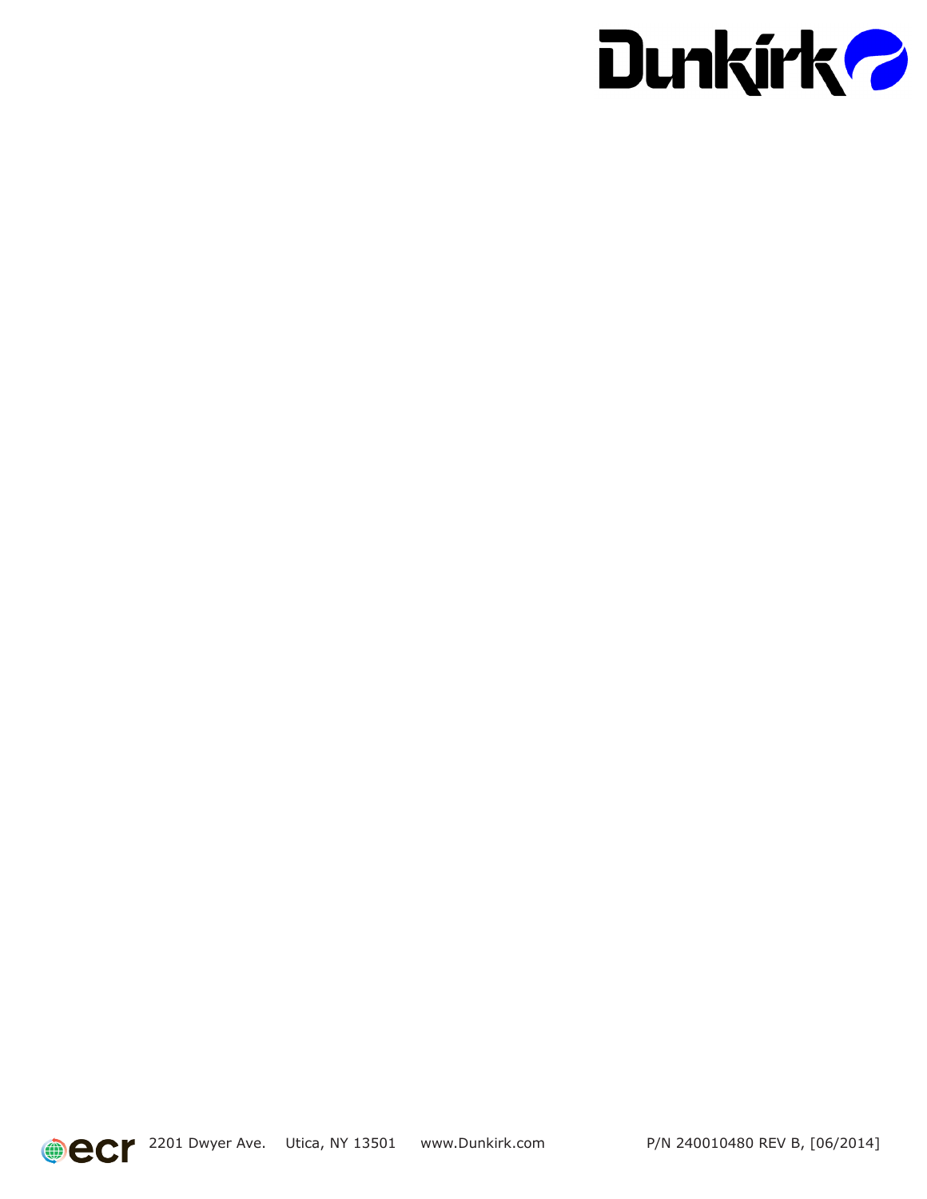Dunkirk

2201 Dwyer Ave. Utica, NY 13501 www.Dunkirk.com P/N 240010480 REV B, [06/2014]